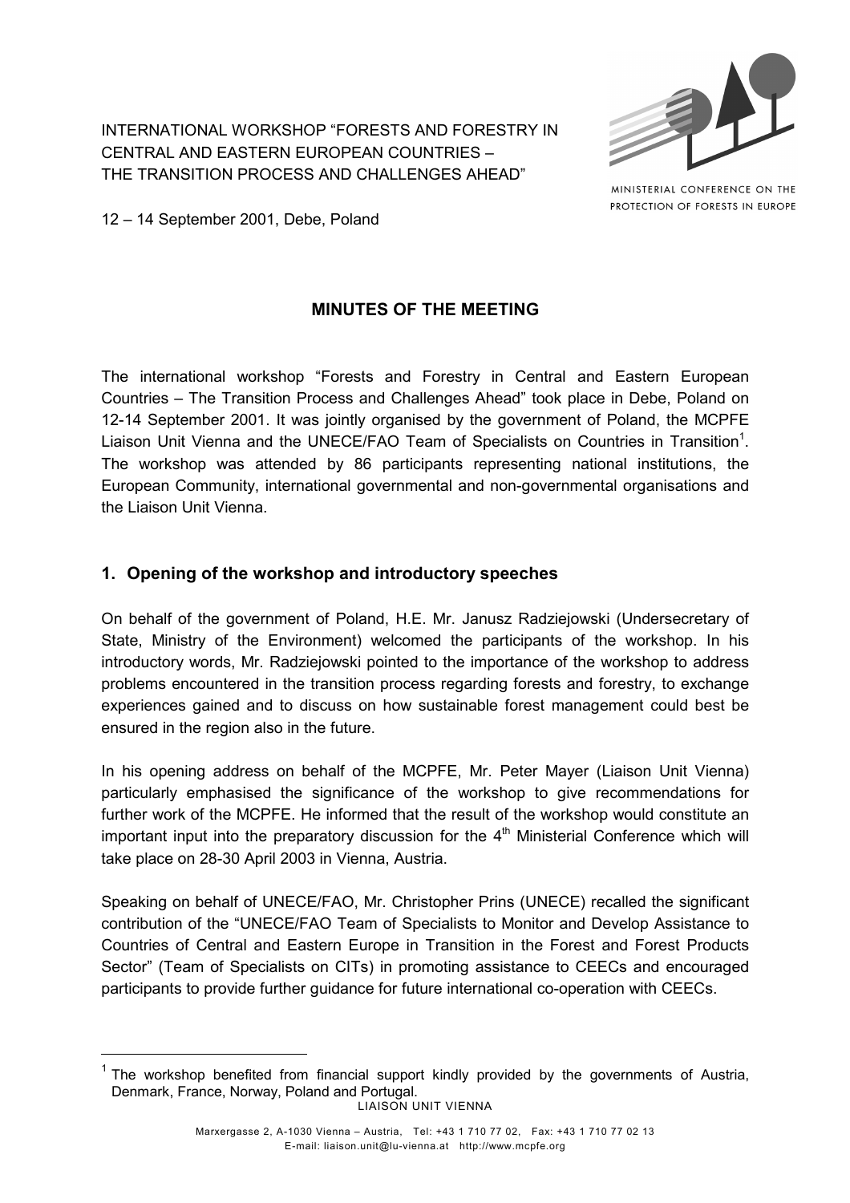INTERNATIONAL WORKSHOP "FORESTS AND FORESTRY IN CENTRAL AND EASTERN EUROPEAN COUNTRIES – THE TRANSITION PROCESS AND CHALLENGES AHEAD"

MINISTERIAL CONFERENCE ON THE PROTECTION OF FORESTS IN EUROPE

12 – 14 September 2001, Debe, Poland

## MINUTES OF THE MEETING

The international workshop "Forests and Forestry in Central and Eastern European Countries – The Transition Process and Challenges Ahead" took place in Debe, Poland on 12-14 September 2001. It was jointly organised by the government of Poland, the MCPFE Liaison Unit Vienna and the UNECE/FAO Team of Specialists on Countries in Transition[1]. The workshop was attended by 86 participants representing national institutions, the European Community, international governmental and non-governmental organisations and the Liaison Unit Vienna.

## 1. Opening of the workshop and introductory speeches

On behalf of the government of Poland, H.E. Mr. Janusz Radziejowski (Undersecretary of State, Ministry of the Environment) welcomed the participants of the workshop. In his introductory words, Mr. Radziejowski pointed to the importance of the workshop to address problems encountered in the transition process regarding forests and forestry, to exchange experiences gained and to discuss on how sustainable forest management could best be ensured in the region also in the future.

In his opening address on behalf of the MCPFE, Mr. Peter Mayer (Liaison Unit Vienna) particularly emphasised the significance of the workshop to give recommendations for further work of the MCPFE. He informed that the result of the workshop would constitute an important input into the preparatory discussion for the 4[th] Ministerial Conference which will take place on 28-30 April 2003 in Vienna, Austria.

Speaking on behalf of UNECE/FAO, Mr. Christopher Prins (UNECE) recalled the significant contribution of the "UNECE/FAO Team of Specialists to Monitor and Develop Assistance to Countries of Central and Eastern Europe in Transition in the Forest and Forest Products Sector" (Team of Specialists on CITs) in promoting assistance to CEECs and encouraged participants to provide further guidance for future international co-operation with CEECs.

[1] The workshop benefited from financial support kindly provided by the governments of Austria, Denmark, France, Norway, Poland and Portugal.

LIAISON UNIT VIENNA

Marxergasse 2, A-1030 Vienna – Austria, Tel: +43 1 710 77 02, Fax: +43 1 710 77 02 13
E-mail: liaison.unit@lu-vienna.at http://www.mcpfe.org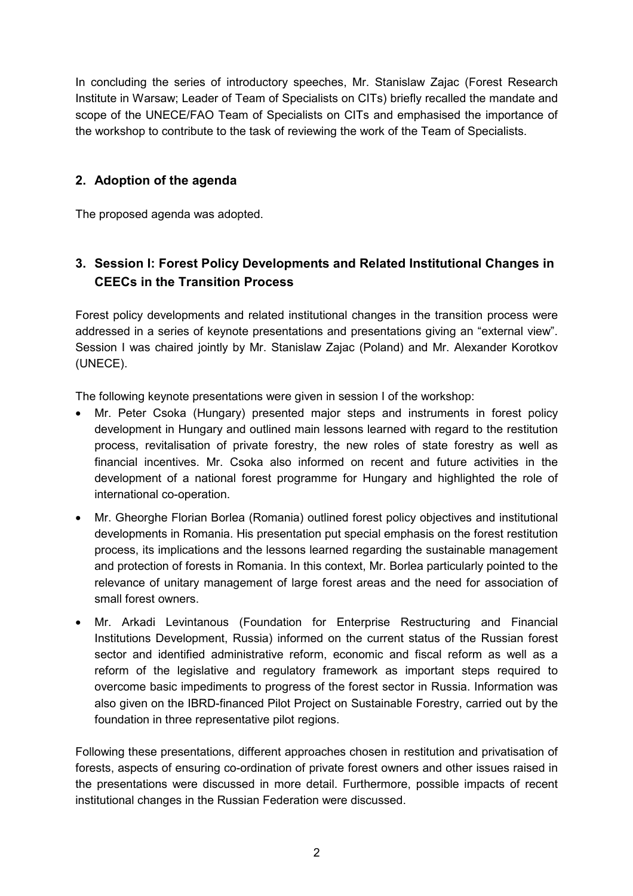In concluding the series of introductory speeches, Mr. Stanislaw Zajac (Forest Research Institute in Warsaw; Leader of Team of Specialists on CITs) briefly recalled the mandate and scope of the UNECE/FAO Team of Specialists on CITs and emphasised the importance of the workshop to contribute to the task of reviewing the work of the Team of Specialists.

## 2. Adoption of the agenda

The proposed agenda was adopted.

## 3. Session I: Forest Policy Developments and Related Institutional Changes in CEECs in the Transition Process

Forest policy developments and related institutional changes in the transition process were addressed in a series of keynote presentations and presentations giving an "external view". Session I was chaired jointly by Mr. Stanislaw Zajac (Poland) and Mr. Alexander Korotkov (UNECE).

The following keynote presentations were given in session I of the workshop:

- Mr. Peter Csoka (Hungary) presented major steps and instruments in forest policy development in Hungary and outlined main lessons learned with regard to the restitution process, revitalisation of private forestry, the new roles of state forestry as well as financial incentives. Mr. Csoka also informed on recent and future activities in the development of a national forest programme for Hungary and highlighted the role of international co-operation.
- Mr. Gheorghe Florian Borlea (Romania) outlined forest policy objectives and institutional developments in Romania. His presentation put special emphasis on the forest restitution process, its implications and the lessons learned regarding the sustainable management and protection of forests in Romania. In this context, Mr. Borlea particularly pointed to the relevance of unitary management of large forest areas and the need for association of small forest owners.
- Mr. Arkadi Levintanous (Foundation for Enterprise Restructuring and Financial Institutions Development, Russia) informed on the current status of the Russian forest sector and identified administrative reform, economic and fiscal reform as well as a reform of the legislative and regulatory framework as important steps required to overcome basic impediments to progress of the forest sector in Russia. Information was also given on the IBRD-financed Pilot Project on Sustainable Forestry, carried out by the foundation in three representative pilot regions.

Following these presentations, different approaches chosen in restitution and privatisation of forests, aspects of ensuring co-ordination of private forest owners and other issues raised in the presentations were discussed in more detail. Furthermore, possible impacts of recent institutional changes in the Russian Federation were discussed.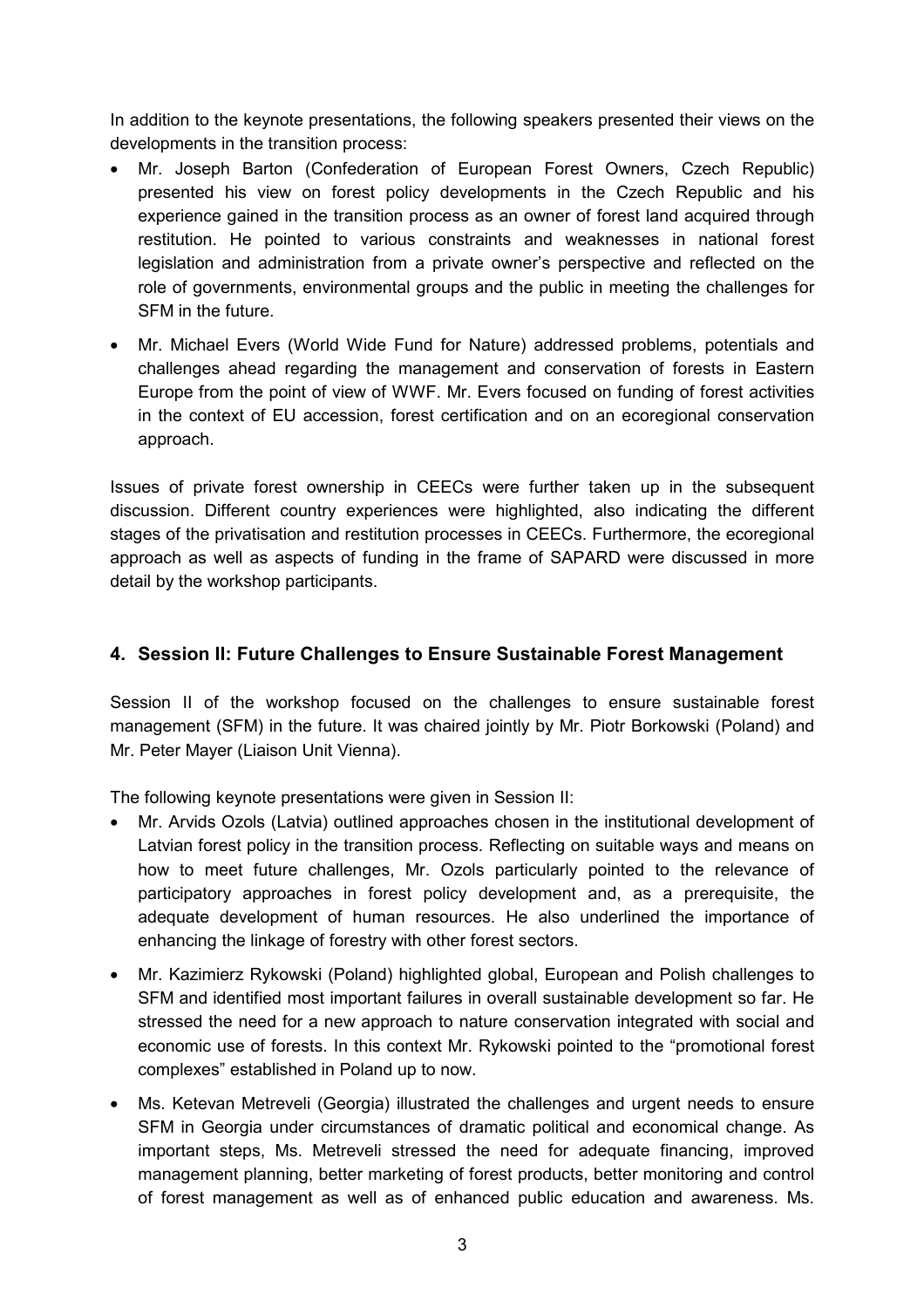In addition to the keynote presentations, the following speakers presented their views on the developments in the transition process:

- Mr. Joseph Barton (Confederation of European Forest Owners, Czech Republic) presented his view on forest policy developments in the Czech Republic and his experience gained in the transition process as an owner of forest land acquired through restitution. He pointed to various constraints and weaknesses in national forest legislation and administration from a private owner's perspective and reflected on the role of governments, environmental groups and the public in meeting the challenges for SFM in the future.
- Mr. Michael Evers (World Wide Fund for Nature) addressed problems, potentials and challenges ahead regarding the management and conservation of forests in Eastern Europe from the point of view of WWF. Mr. Evers focused on funding of forest activities in the context of EU accession, forest certification and on an ecoregional conservation approach.

Issues of private forest ownership in CEECs were further taken up in the subsequent discussion. Different country experiences were highlighted, also indicating the different stages of the privatisation and restitution processes in CEECs. Furthermore, the ecoregional approach as well as aspects of funding in the frame of SAPARD were discussed in more detail by the workshop participants.

## 4. Session II: Future Challenges to Ensure Sustainable Forest Management

Session II of the workshop focused on the challenges to ensure sustainable forest management (SFM) in the future. It was chaired jointly by Mr. Piotr Borkowski (Poland) and Mr. Peter Mayer (Liaison Unit Vienna).

The following keynote presentations were given in Session II:

- Mr. Arvids Ozols (Latvia) outlined approaches chosen in the institutional development of Latvian forest policy in the transition process. Reflecting on suitable ways and means on how to meet future challenges, Mr. Ozols particularly pointed to the relevance of participatory approaches in forest policy development and, as a prerequisite, the adequate development of human resources. He also underlined the importance of enhancing the linkage of forestry with other forest sectors.
- Mr. Kazimierz Rykowski (Poland) highlighted global, European and Polish challenges to SFM and identified most important failures in overall sustainable development so far. He stressed the need for a new approach to nature conservation integrated with social and economic use of forests. In this context Mr. Rykowski pointed to the "promotional forest complexes" established in Poland up to now.
- Ms. Ketevan Metreveli (Georgia) illustrated the challenges and urgent needs to ensure SFM in Georgia under circumstances of dramatic political and economical change. As important steps, Ms. Metreveli stressed the need for adequate financing, improved management planning, better marketing of forest products, better monitoring and control of forest management as well as of enhanced public education and awareness. Ms.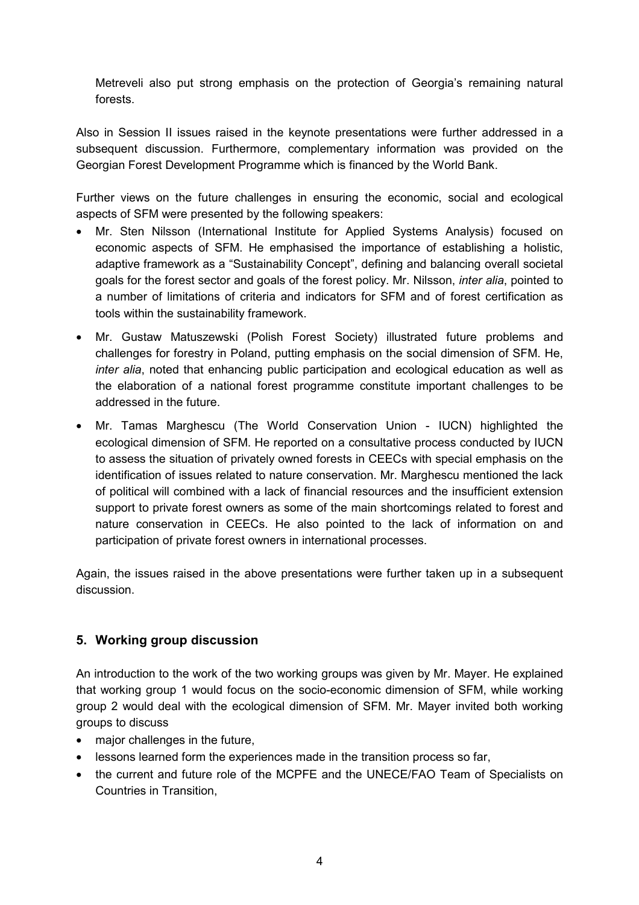Metreveli also put strong emphasis on the protection of Georgia's remaining natural forests.

Also in Session II issues raised in the keynote presentations were further addressed in a subsequent discussion. Furthermore, complementary information was provided on the Georgian Forest Development Programme which is financed by the World Bank.

Further views on the future challenges in ensuring the economic, social and ecological aspects of SFM were presented by the following speakers:

- Mr. Sten Nilsson (International Institute for Applied Systems Analysis) focused on economic aspects of SFM. He emphasised the importance of establishing a holistic, adaptive framework as a "Sustainability Concept", defining and balancing overall societal goals for the forest sector and goals of the forest policy. Mr. Nilsson, *inter alia*, pointed to a number of limitations of criteria and indicators for SFM and of forest certification as tools within the sustainability framework.
- Mr. Gustaw Matuszewski (Polish Forest Society) illustrated future problems and challenges for forestry in Poland, putting emphasis on the social dimension of SFM. He, *inter alia*, noted that enhancing public participation and ecological education as well as the elaboration of a national forest programme constitute important challenges to be addressed in the future.
- Mr. Tamas Marghescu (The World Conservation Union - IUCN) highlighted the ecological dimension of SFM. He reported on a consultative process conducted by IUCN to assess the situation of privately owned forests in CEECs with special emphasis on the identification of issues related to nature conservation. Mr. Marghescu mentioned the lack of political will combined with a lack of financial resources and the insufficient extension support to private forest owners as some of the main shortcomings related to forest and nature conservation in CEECs. He also pointed to the lack of information on and participation of private forest owners in international processes.

Again, the issues raised in the above presentations were further taken up in a subsequent discussion.

## 5. Working group discussion

An introduction to the work of the two working groups was given by Mr. Mayer. He explained that working group 1 would focus on the socio-economic dimension of SFM, while working group 2 would deal with the ecological dimension of SFM. Mr. Mayer invited both working groups to discuss

- major challenges in the future,
- lessons learned form the experiences made in the transition process so far,
- the current and future role of the MCPFE and the UNECE/FAO Team of Specialists on Countries in Transition,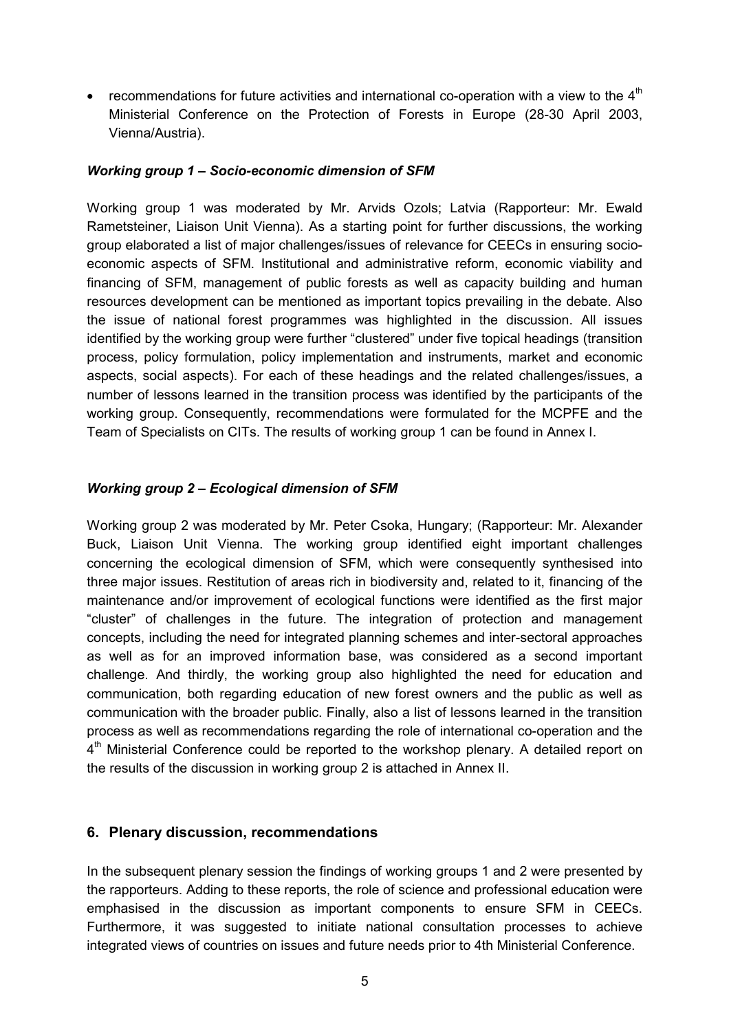- recommendations for future activities and international co-operation with a view to the 4th Ministerial Conference on the Protection of Forests in Europe (28-30 April 2003, Vienna/Austria).

### *Working group 1 – Socio-economic dimension of SFM*

Working group 1 was moderated by Mr. Arvids Ozols; Latvia (Rapporteur: Mr. Ewald Rametsteiner, Liaison Unit Vienna). As a starting point for further discussions, the working group elaborated a list of major challenges/issues of relevance for CEECs in ensuring socio-economic aspects of SFM. Institutional and administrative reform, economic viability and financing of SFM, management of public forests as well as capacity building and human resources development can be mentioned as important topics prevailing in the debate. Also the issue of national forest programmes was highlighted in the discussion. All issues identified by the working group were further "clustered" under five topical headings (transition process, policy formulation, policy implementation and instruments, market and economic aspects, social aspects). For each of these headings and the related challenges/issues, a number of lessons learned in the transition process was identified by the participants of the working group. Consequently, recommendations were formulated for the MCPFE and the Team of Specialists on CITs. The results of working group 1 can be found in Annex I.

### *Working group 2 – Ecological dimension of SFM*

Working group 2 was moderated by Mr. Peter Csoka, Hungary; (Rapporteur: Mr. Alexander Buck, Liaison Unit Vienna. The working group identified eight important challenges concerning the ecological dimension of SFM, which were consequently synthesised into three major issues. Restitution of areas rich in biodiversity and, related to it, financing of the maintenance and/or improvement of ecological functions were identified as the first major "cluster" of challenges in the future. The integration of protection and management concepts, including the need for integrated planning schemes and inter-sectoral approaches as well as for an improved information base, was considered as a second important challenge. And thirdly, the working group also highlighted the need for education and communication, both regarding education of new forest owners and the public as well as communication with the broader public. Finally, also a list of lessons learned in the transition process as well as recommendations regarding the role of international co-operation and the 4th Ministerial Conference could be reported to the workshop plenary. A detailed report on the results of the discussion in working group 2 is attached in Annex II.

## 6. Plenary discussion, recommendations

In the subsequent plenary session the findings of working groups 1 and 2 were presented by the rapporteurs. Adding to these reports, the role of science and professional education were emphasised in the discussion as important components to ensure SFM in CEECs. Furthermore, it was suggested to initiate national consultation processes to achieve integrated views of countries on issues and future needs prior to 4th Ministerial Conference.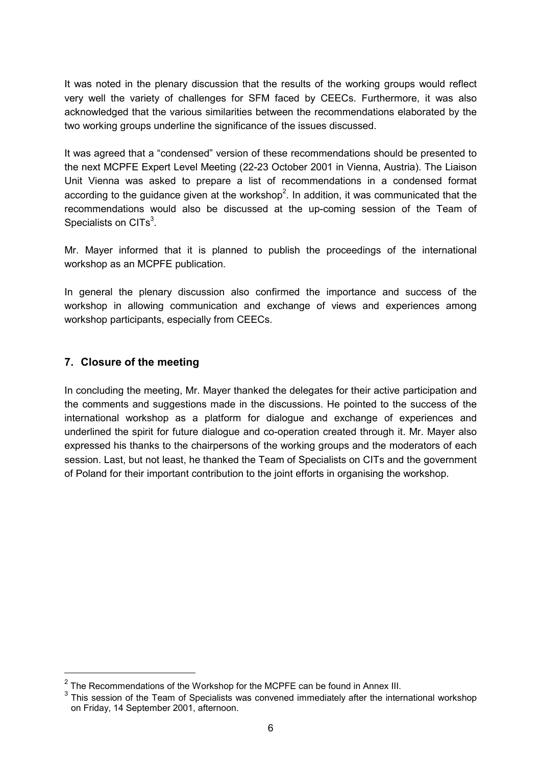It was noted in the plenary discussion that the results of the working groups would reflect very well the variety of challenges for SFM faced by CEECs. Furthermore, it was also acknowledged that the various similarities between the recommendations elaborated by the two working groups underline the significance of the issues discussed.

It was agreed that a "condensed" version of these recommendations should be presented to the next MCPFE Expert Level Meeting (22-23 October 2001 in Vienna, Austria). The Liaison Unit Vienna was asked to prepare a list of recommendations in a condensed format according to the guidance given at the workshop[2]. In addition, it was communicated that the recommendations would also be discussed at the up-coming session of the Team of Specialists on CITs[3].

Mr. Mayer informed that it is planned to publish the proceedings of the international workshop as an MCPFE publication.

In general the plenary discussion also confirmed the importance and success of the workshop in allowing communication and exchange of views and experiences among workshop participants, especially from CEECs.

## 7. Closure of the meeting

In concluding the meeting, Mr. Mayer thanked the delegates for their active participation and the comments and suggestions made in the discussions. He pointed to the success of the international workshop as a platform for dialogue and exchange of experiences and underlined the spirit for future dialogue and co-operation created through it. Mr. Mayer also expressed his thanks to the chairpersons of the working groups and the moderators of each session. Last, but not least, he thanked the Team of Specialists on CITs and the government of Poland for their important contribution to the joint efforts in organising the workshop.

---

[2] The Recommendations of the Workshop for the MCPFE can be found in Annex III.

[3] This session of the Team of Specialists was convened immediately after the international workshop on Friday, 14 September 2001, afternoon.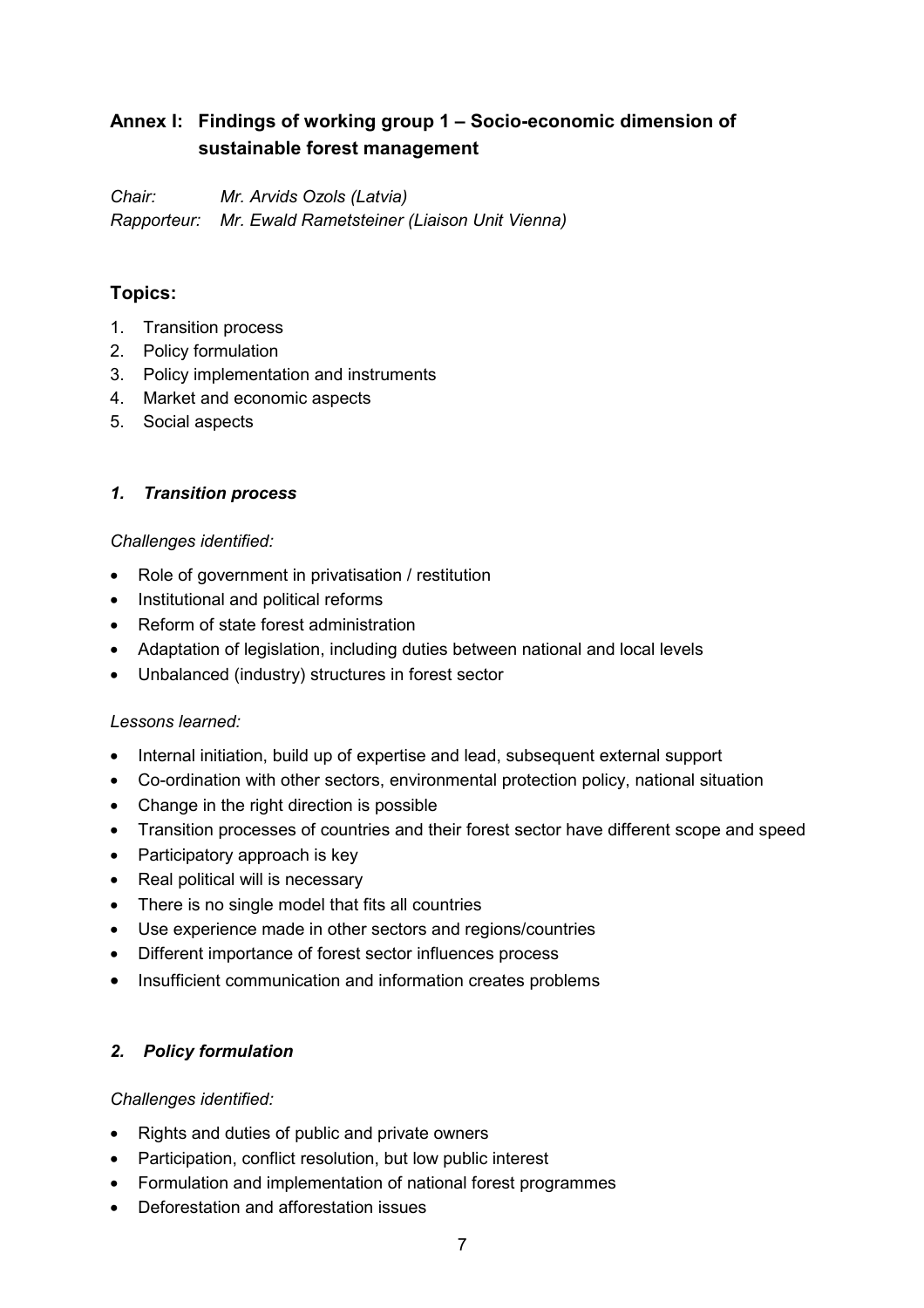## Annex I: Findings of working group 1 – Socio-economic dimension of sustainable forest management

*Chair: Mr. Arvids Ozols (Latvia)*
*Rapporteur: Mr. Ewald Rametsteiner (Liaison Unit Vienna)*

## Topics:

1. Transition process
2. Policy formulation
3. Policy implementation and instruments
4. Market and economic aspects
5. Social aspects

### *1. Transition process*

*Challenges identified:*

- Role of government in privatisation / restitution
- Institutional and political reforms
- Reform of state forest administration
- Adaptation of legislation, including duties between national and local levels
- Unbalanced (industry) structures in forest sector

*Lessons learned:*

- Internal initiation, build up of expertise and lead, subsequent external support
- Co-ordination with other sectors, environmental protection policy, national situation
- Change in the right direction is possible
- Transition processes of countries and their forest sector have different scope and speed
- Participatory approach is key
- Real political will is necessary
- There is no single model that fits all countries
- Use experience made in other sectors and regions/countries
- Different importance of forest sector influences process
- Insufficient communication and information creates problems

### *2. Policy formulation*

*Challenges identified:*

- Rights and duties of public and private owners
- Participation, conflict resolution, but low public interest
- Formulation and implementation of national forest programmes
- Deforestation and afforestation issues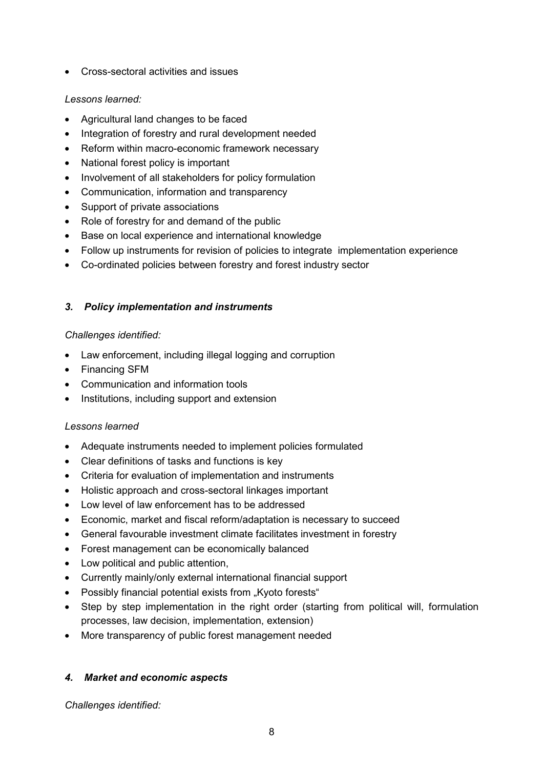- Cross-sectoral activities and issues

*Lessons learned:*

- Agricultural land changes to be faced
- Integration of forestry and rural development needed
- Reform within macro-economic framework necessary
- National forest policy is important
- Involvement of all stakeholders for policy formulation
- Communication, information and transparency
- Support of private associations
- Role of forestry for and demand of the public
- Base on local experience and international knowledge
- Follow up instruments for revision of policies to integrate implementation experience
- Co-ordinated policies between forestry and forest industry sector

### *3. Policy implementation and instruments*

*Challenges identified:*

- Law enforcement, including illegal logging and corruption
- Financing SFM
- Communication and information tools
- Institutions, including support and extension

*Lessons learned*

- Adequate instruments needed to implement policies formulated
- Clear definitions of tasks and functions is key
- Criteria for evaluation of implementation and instruments
- Holistic approach and cross-sectoral linkages important
- Low level of law enforcement has to be addressed
- Economic, market and fiscal reform/adaptation is necessary to succeed
- General favourable investment climate facilitates investment in forestry
- Forest management can be economically balanced
- Low political and public attention,
- Currently mainly/only external international financial support
- Possibly financial potential exists from „Kyoto forests"
- Step by step implementation in the right order (starting from political will, formulation processes, law decision, implementation, extension)
- More transparency of public forest management needed

### *4. Market and economic aspects*

*Challenges identified:*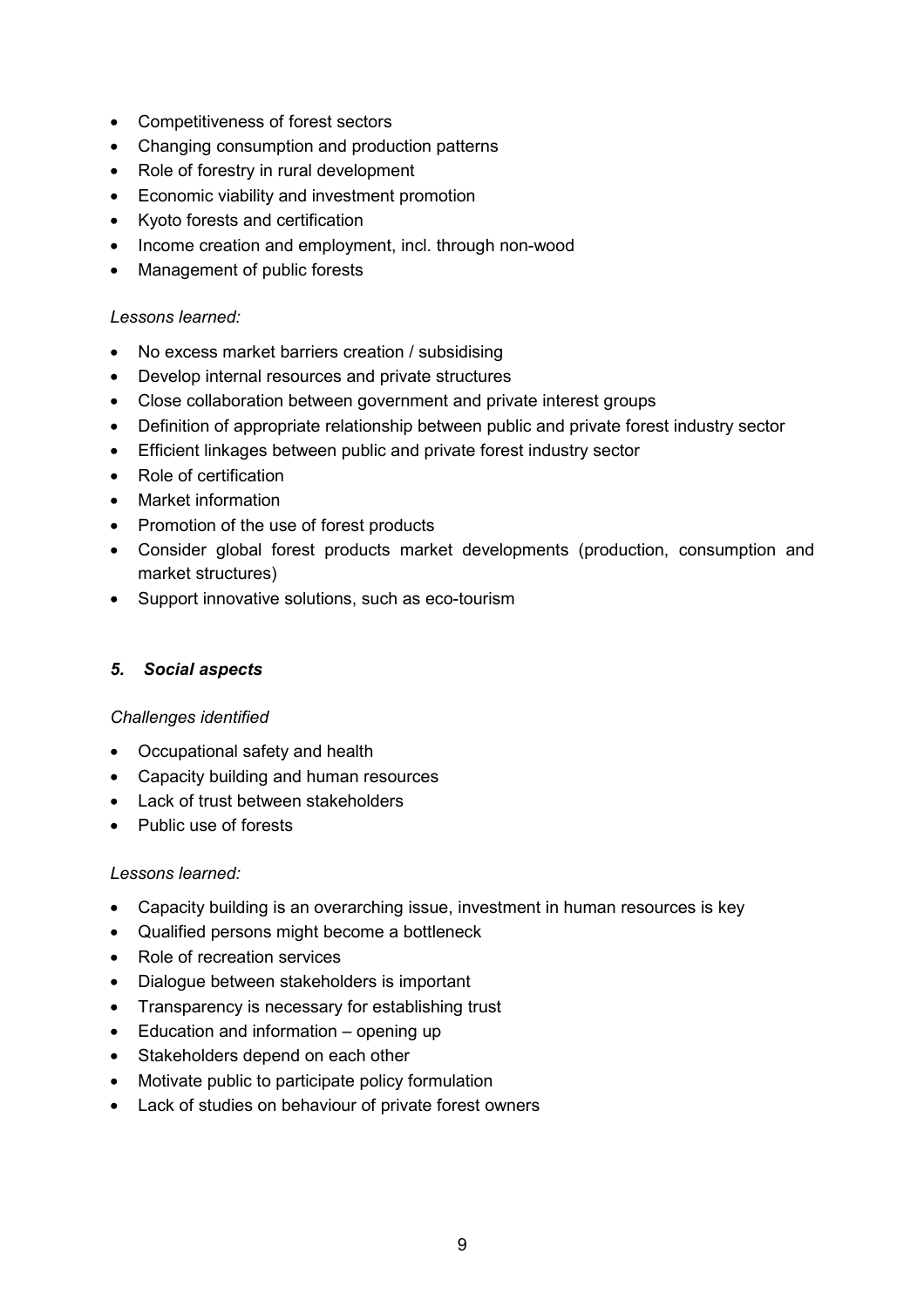- Competitiveness of forest sectors
- Changing consumption and production patterns
- Role of forestry in rural development
- Economic viability and investment promotion
- Kyoto forests and certification
- Income creation and employment, incl. through non-wood
- Management of public forests

*Lessons learned:*

- No excess market barriers creation / subsidising
- Develop internal resources and private structures
- Close collaboration between government and private interest groups
- Definition of appropriate relationship between public and private forest industry sector
- Efficient linkages between public and private forest industry sector
- Role of certification
- Market information
- Promotion of the use of forest products
- Consider global forest products market developments (production, consumption and market structures)
- Support innovative solutions, such as eco-tourism

### *5. Social aspects*

*Challenges identified*

- Occupational safety and health
- Capacity building and human resources
- Lack of trust between stakeholders
- Public use of forests

*Lessons learned:*

- Capacity building is an overarching issue, investment in human resources is key
- Qualified persons might become a bottleneck
- Role of recreation services
- Dialogue between stakeholders is important
- Transparency is necessary for establishing trust
- Education and information – opening up
- Stakeholders depend on each other
- Motivate public to participate policy formulation
- Lack of studies on behaviour of private forest owners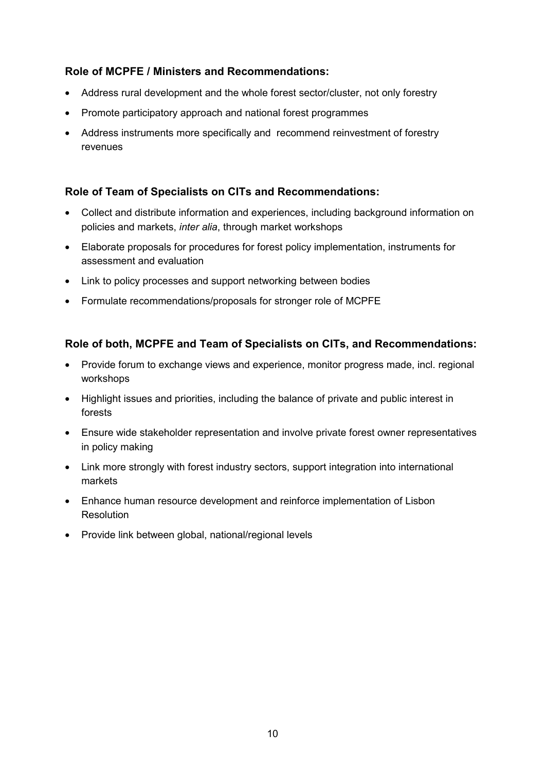### Role of MCPFE / Ministers and Recommendations:

- Address rural development and the whole forest sector/cluster, not only forestry
- Promote participatory approach and national forest programmes
- Address instruments more specifically and recommend reinvestment of forestry revenues

### Role of Team of Specialists on CITs and Recommendations:

- Collect and distribute information and experiences, including background information on policies and markets, *inter alia*, through market workshops
- Elaborate proposals for procedures for forest policy implementation, instruments for assessment and evaluation
- Link to policy processes and support networking between bodies
- Formulate recommendations/proposals for stronger role of MCPFE

### Role of both, MCPFE and Team of Specialists on CITs, and Recommendations:

- Provide forum to exchange views and experience, monitor progress made, incl. regional workshops
- Highlight issues and priorities, including the balance of private and public interest in forests
- Ensure wide stakeholder representation and involve private forest owner representatives in policy making
- Link more strongly with forest industry sectors, support integration into international markets
- Enhance human resource development and reinforce implementation of Lisbon Resolution
- Provide link between global, national/regional levels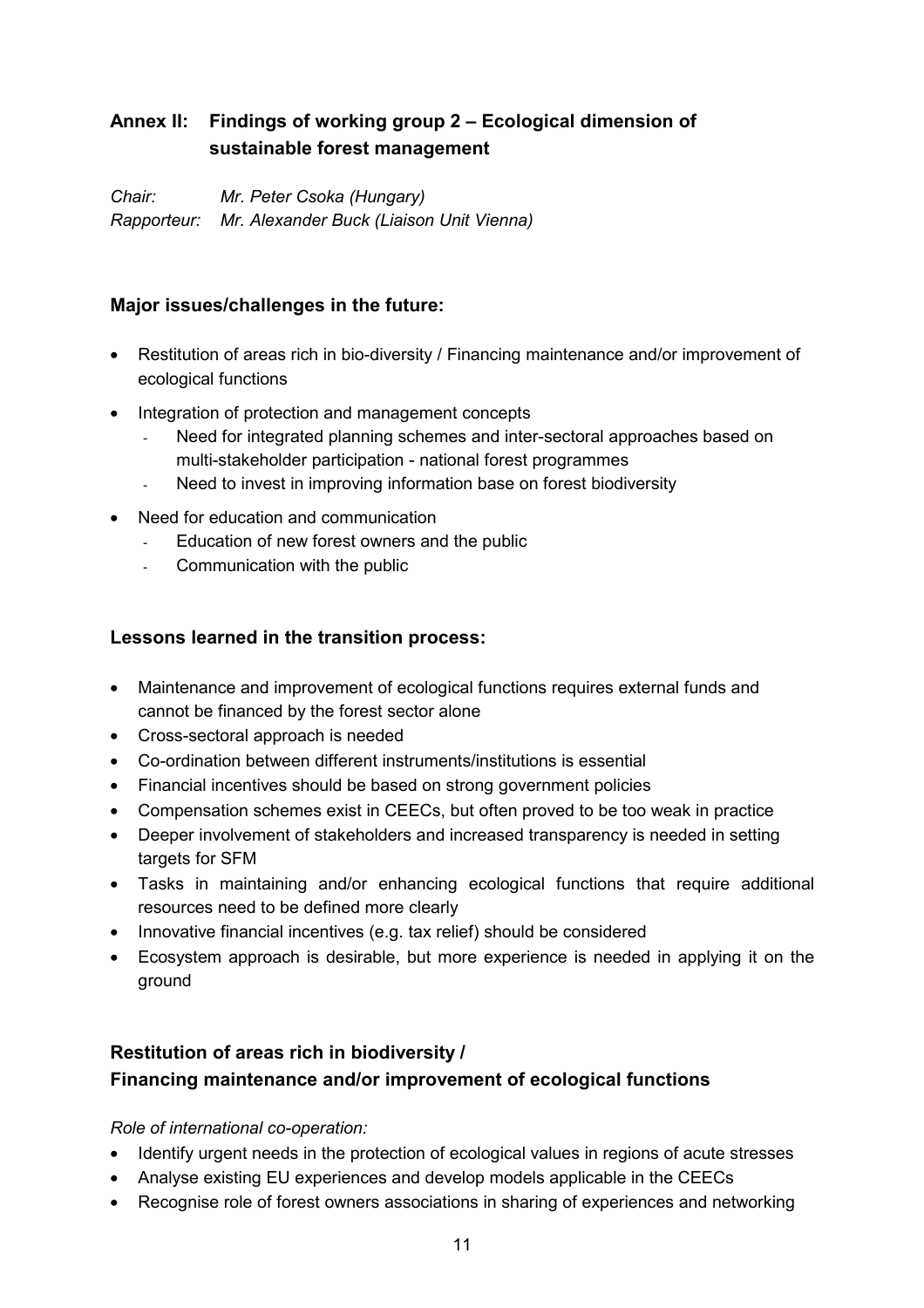## Annex II: Findings of working group 2 – Ecological dimension of sustainable forest management

*Chair: Mr. Peter Csoka (Hungary)*
*Rapporteur: Mr. Alexander Buck (Liaison Unit Vienna)*

### Major issues/challenges in the future:

- Restitution of areas rich in bio-diversity / Financing maintenance and/or improvement of ecological functions
- Integration of protection and management concepts
  - Need for integrated planning schemes and inter-sectoral approaches based on multi-stakeholder participation - national forest programmes
  - Need to invest in improving information base on forest biodiversity
- Need for education and communication
  - Education of new forest owners and the public
  - Communication with the public

### Lessons learned in the transition process:

- Maintenance and improvement of ecological functions requires external funds and cannot be financed by the forest sector alone
- Cross-sectoral approach is needed
- Co-ordination between different instruments/institutions is essential
- Financial incentives should be based on strong government policies
- Compensation schemes exist in CEECs, but often proved to be too weak in practice
- Deeper involvement of stakeholders and increased transparency is needed in setting targets for SFM
- Tasks in maintaining and/or enhancing ecological functions that require additional resources need to be defined more clearly
- Innovative financial incentives (e.g. tax relief) should be considered
- Ecosystem approach is desirable, but more experience is needed in applying it on the ground

### Restitution of areas rich in biodiversity / Financing maintenance and/or improvement of ecological functions

*Role of international co-operation:*

- Identify urgent needs in the protection of ecological values in regions of acute stresses
- Analyse existing EU experiences and develop models applicable in the CEECs
- Recognise role of forest owners associations in sharing of experiences and networking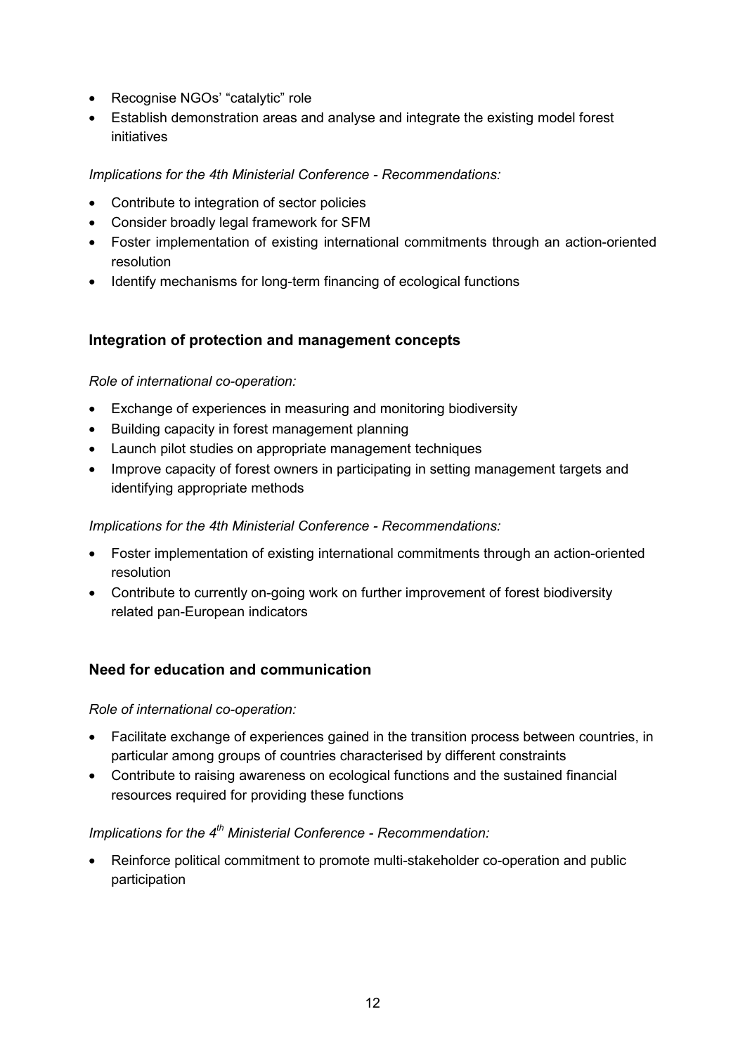- Recognise NGOs' "catalytic" role
- Establish demonstration areas and analyse and integrate the existing model forest initiatives

*Implications for the 4th Ministerial Conference - Recommendations:*

- Contribute to integration of sector policies
- Consider broadly legal framework for SFM
- Foster implementation of existing international commitments through an action-oriented resolution
- Identify mechanisms for long-term financing of ecological functions

## Integration of protection and management concepts

*Role of international co-operation:*

- Exchange of experiences in measuring and monitoring biodiversity
- Building capacity in forest management planning
- Launch pilot studies on appropriate management techniques
- Improve capacity of forest owners in participating in setting management targets and identifying appropriate methods

*Implications for the 4th Ministerial Conference - Recommendations:*

- Foster implementation of existing international commitments through an action-oriented resolution
- Contribute to currently on-going work on further improvement of forest biodiversity related pan-European indicators

## Need for education and communication

*Role of international co-operation:*

- Facilitate exchange of experiences gained in the transition process between countries, in particular among groups of countries characterised by different constraints
- Contribute to raising awareness on ecological functions and the sustained financial resources required for providing these functions

*Implications for the 4th Ministerial Conference - Recommendation:*

- Reinforce political commitment to promote multi-stakeholder co-operation and public participation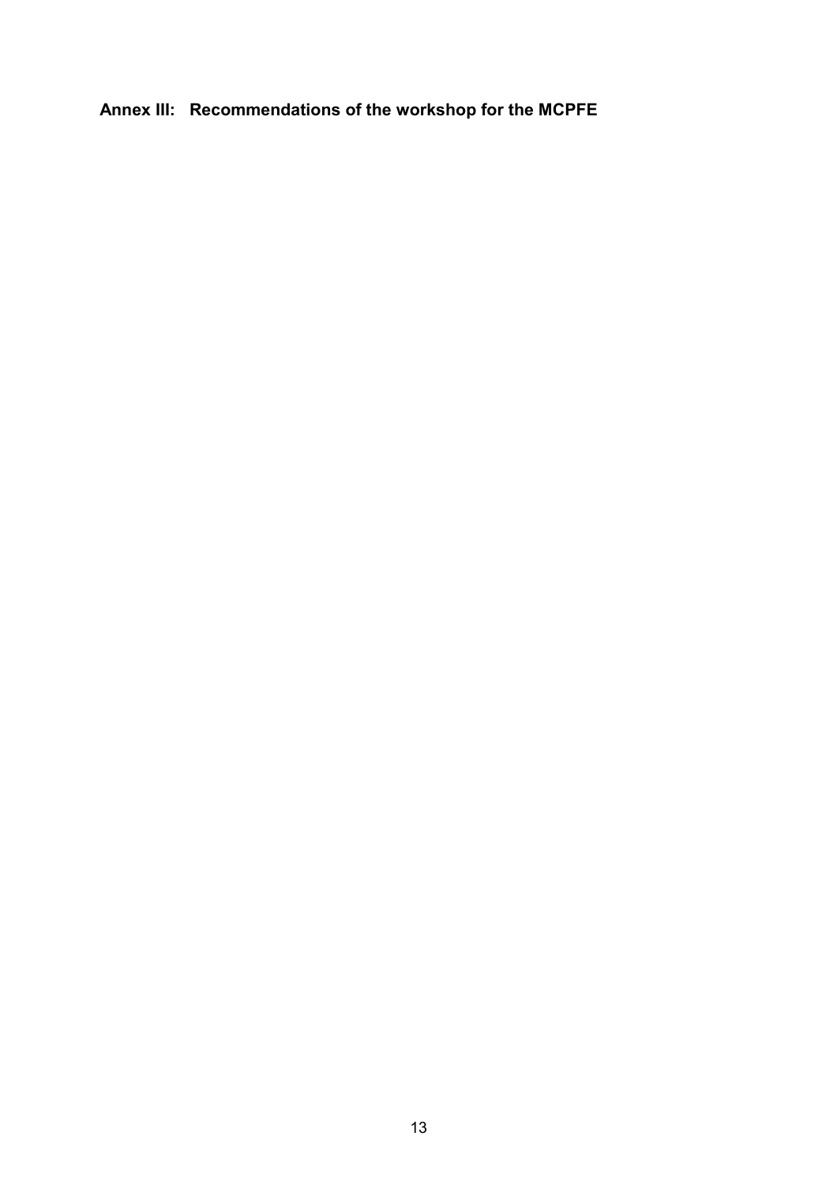## Annex III: Recommendations of the workshop for the MCPFE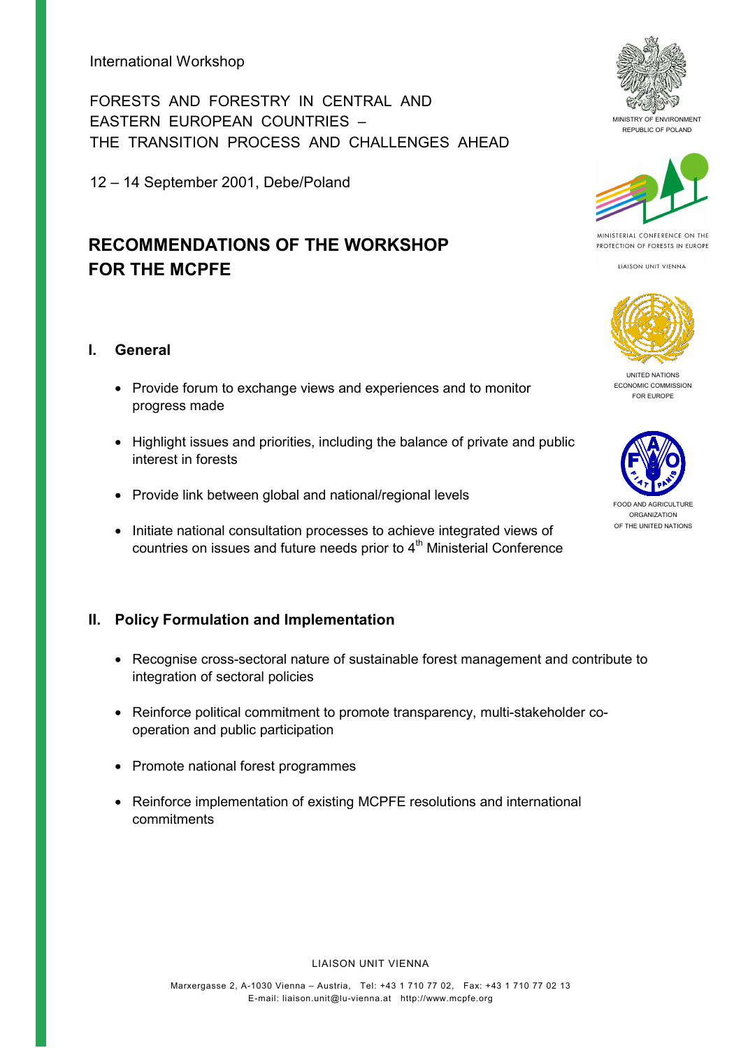International Workshop

FORESTS AND FORESTRY IN CENTRAL AND EASTERN EUROPEAN COUNTRIES – THE TRANSITION PROCESS AND CHALLENGES AHEAD

12 – 14 September 2001, Debe/Poland

MINISTRY OF ENVIRONMENT
REPUBLIC OF POLAND

MINISTERIAL CONFERENCE ON THE PROTECTION OF FORESTS IN EUROPE

LIAISON UNIT VIENNA

UNITED NATIONS
ECONOMIC COMMISSION FOR EUROPE

FOOD AND AGRICULTURE ORGANIZATION OF THE UNITED NATIONS

# RECOMMENDATIONS OF THE WORKSHOP FOR THE MCPFE

## I. General

- Provide forum to exchange views and experiences and to monitor progress made
- Highlight issues and priorities, including the balance of private and public interest in forests
- Provide link between global and national/regional levels
- Initiate national consultation processes to achieve integrated views of countries on issues and future needs prior to 4th Ministerial Conference

## II. Policy Formulation and Implementation

- Recognise cross-sectoral nature of sustainable forest management and contribute to integration of sectoral policies
- Reinforce political commitment to promote transparency, multi-stakeholder co-operation and public participation
- Promote national forest programmes
- Reinforce implementation of existing MCPFE resolutions and international commitments

LIAISON UNIT VIENNA

Marxergasse 2, A-1030 Vienna – Austria, Tel: +43 1 710 77 02, Fax: +43 1 710 77 02 13
E-mail: liaison.unit@lu-vienna.at http://www.mcpfe.org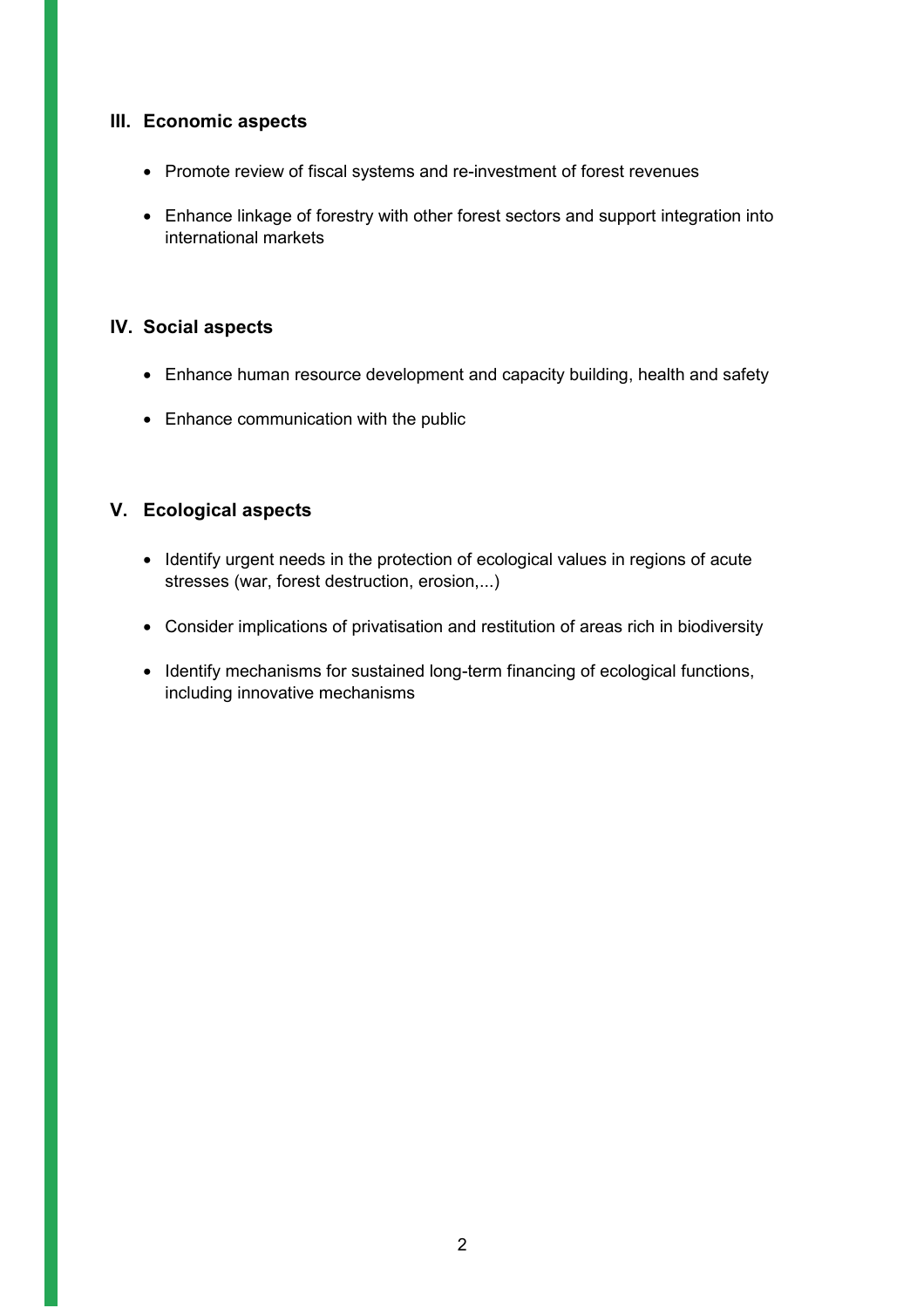## III. Economic aspects

- Promote review of fiscal systems and re-investment of forest revenues
- Enhance linkage of forestry with other forest sectors and support integration into international markets

## IV. Social aspects

- Enhance human resource development and capacity building, health and safety
- Enhance communication with the public

## V. Ecological aspects

- Identify urgent needs in the protection of ecological values in regions of acute stresses (war, forest destruction, erosion,...)
- Consider implications of privatisation and restitution of areas rich in biodiversity
- Identify mechanisms for sustained long-term financing of ecological functions, including innovative mechanisms